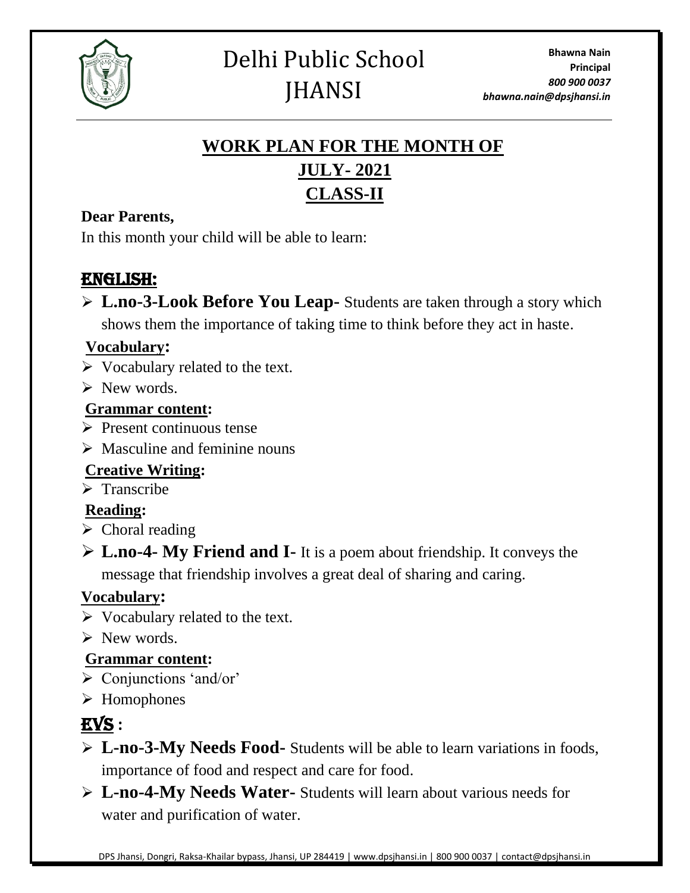# Delhi Public School JHANSI

**Bhawna Nain**
**Principal**
***800 900 0037***
***bhawna.nain@dpsjhansi.in***

## WORK PLAN FOR THE MONTH OF JULY- 2021 CLASS-II

**Dear Parents,**

In this month your child will be able to learn:

## ENGLISH:

- **L.no-3-Look Before You Leap-** Students are taken through a story which shows them the importance of taking time to think before they act in haste.

**Vocabulary:**

- Vocabulary related to the text.
- New words.

**Grammar content:**

- Present continuous tense
- Masculine and feminine nouns

**Creative Writing:**

- Transcribe

**Reading:**

- Choral reading
- **L.no-4- My Friend and I-** It is a poem about friendship. It conveys the message that friendship involves a great deal of sharing and caring.

**Vocabulary:**

- Vocabulary related to the text.
- New words.

**Grammar content:**

- Conjunctions 'and/or'
- Homophones

## EVS :

- **L-no-3-My Needs Food-** Students will be able to learn variations in foods, importance of food and respect and care for food.
- **L-no-4-My Needs Water-** Students will learn about various needs for water and purification of water.

DPS Jhansi, Dongri, Raksa-Khailar bypass, Jhansi, UP 284419 | www.dpsjhansi.in | 800 900 0037 | contact@dpsjhansi.in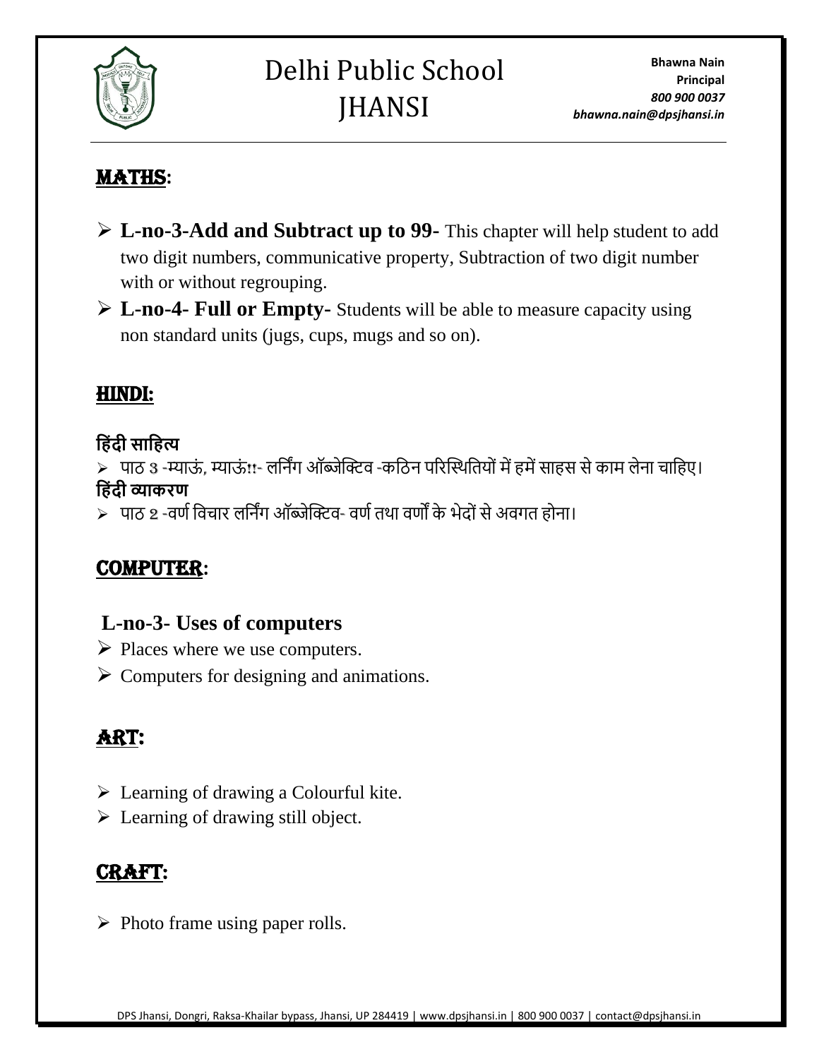## MATHS:

- **L-no-3-Add and Subtract up to 99-** This chapter will help student to add two digit numbers, communicative property, Subtraction of two digit number with or without regrouping.
- **L-no-4- Full or Empty-** Students will be able to measure capacity using non standard units (jugs, cups, mugs and so on).

## HINDI:

**हिंदी साहित्य**

- पाठ 3 -म्याऊं, म्याऊं!!- लर्निंग ऑब्जेक्टिव -कठिन परिस्थितियों में हमें साहस से काम लेना चाहिए।

**हिंदी व्याकरण**

- पाठ 2 -वर्ण विचार लर्निंग ऑब्जेक्टिव- वर्ण तथा वर्णों के भेदों से अवगत होना।

## COMPUTER:

### L-no-3- Uses of computers

- Places where we use computers.
- Computers for designing and animations.

## ART:

- Learning of drawing a Colourful kite.
- Learning of drawing still object.

## CRAFT:

- Photo frame using paper rolls.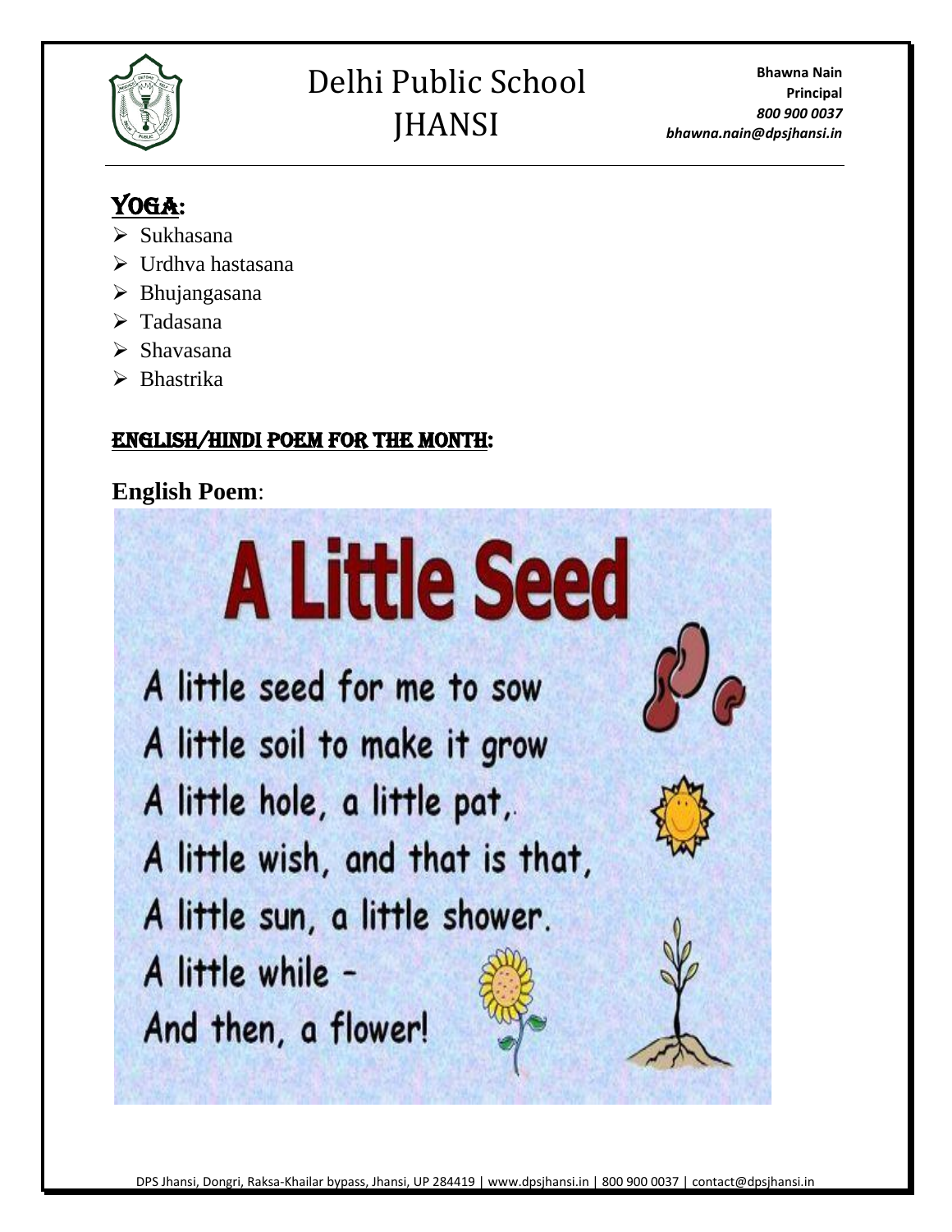## YOGA:

- Sukhasana
- Urdhva hastasana
- Bhujangasana
- Tadasana
- Shavasana
- Bhastrika

## ENGLISH/HINDI POEM FOR THE MONTH:

**English Poem**:

# A Little Seed

A little seed for me to sow
A little soil to make it grow
A little hole, a little pat,
A little wish, and that is that,
A little sun, a little shower.
A little while -
And then, a flower!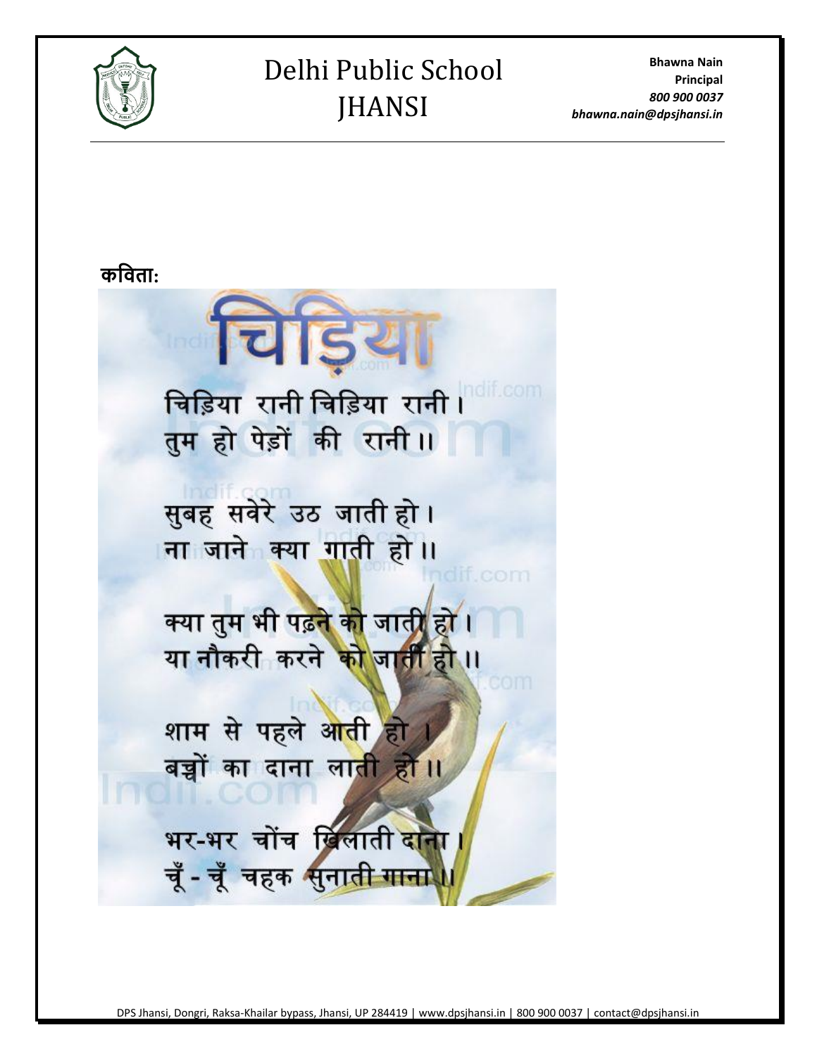**कविता:**

# चिड़िया

चिड़िया रानी चिड़िया रानी।
तुम हो पेड़ों की रानी।।

सुबह सवेरे उठ जाती हो।
ना जाने क्या गाती हो।।

क्या तुम भी पढ़ने को जाती हो।
या नौकरी करने को जाती हो।।

शाम से पहले आती हो।
बच्चों का दाना लाती हो।।

भर-भर चोंच खिलाती दाना।
चूँ - चूँ चहक सुनाती गाना।।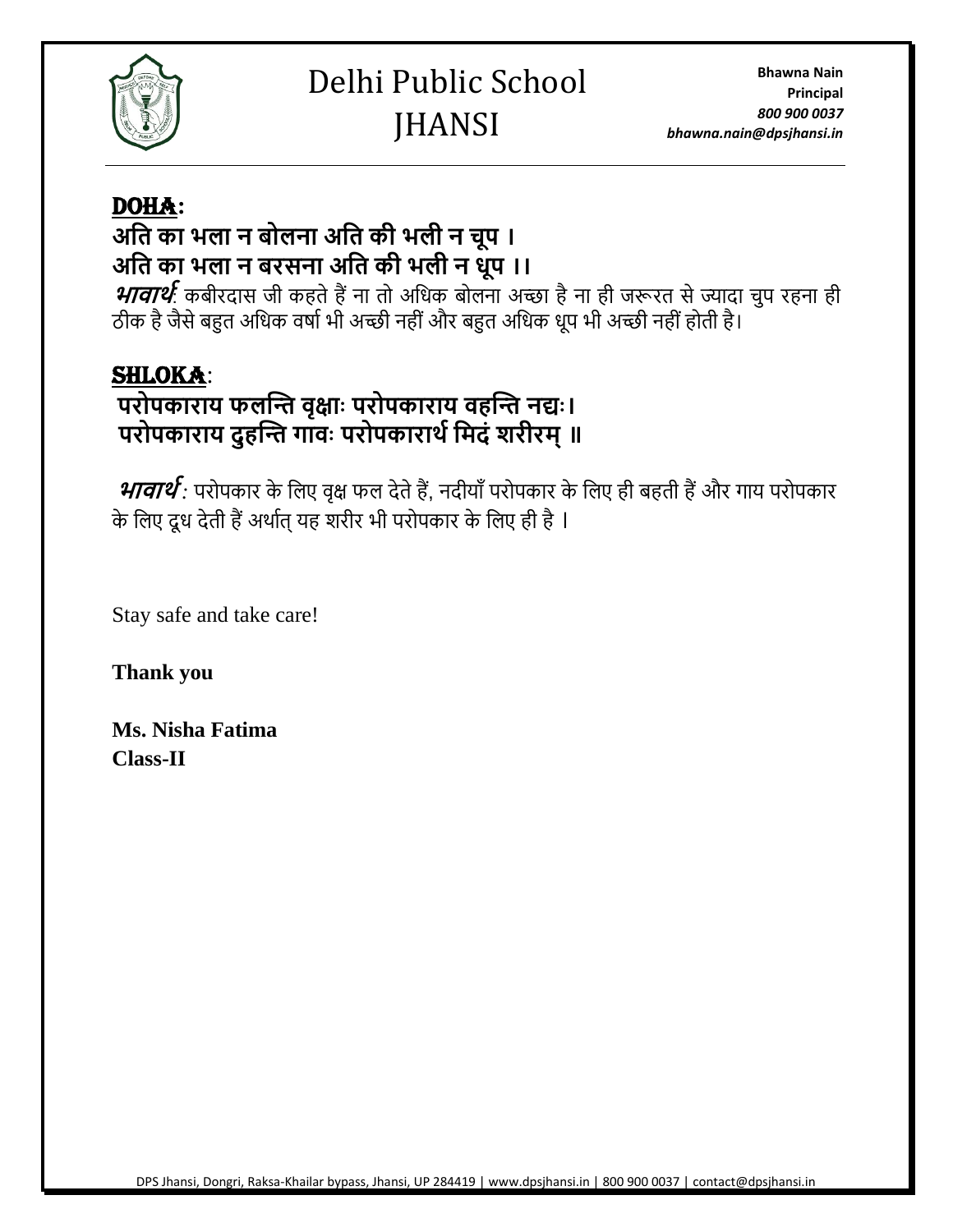**DOHA:**

**अति का भला न बोलना अति की भली न चूप ।**
**अति का भला न बरसना अति की भली न धूप ।।**

***भावार्थ***: कबीरदास जी कहते हैं ना तो अधिक बोलना अच्छा है ना ही जरूरत से ज्यादा चुप रहना ही ठीक है जैसे बहुत अधिक वर्षा भी अच्छी नहीं और बहुत अधिक धूप भी अच्छी नहीं होती है।

**SHLOKA**:

**परोपकाराय फलन्ति वृक्षाः परोपकाराय वहन्ति नद्यः।**
**परोपकाराय दुहन्ति गावः परोपकारार्थ मिदं शरीरम् ॥**

***भावार्थ***: परोपकार के लिए वृक्ष फल देते हैं, नदीयाँ परोपकार के लिए ही बहती हैं और गाय परोपकार के लिए दूध देती हैं अर्थात् यह शरीर भी परोपकार के लिए ही है ।

Stay safe and take care!

**Thank you**

**Ms. Nisha Fatima**
**Class-II**